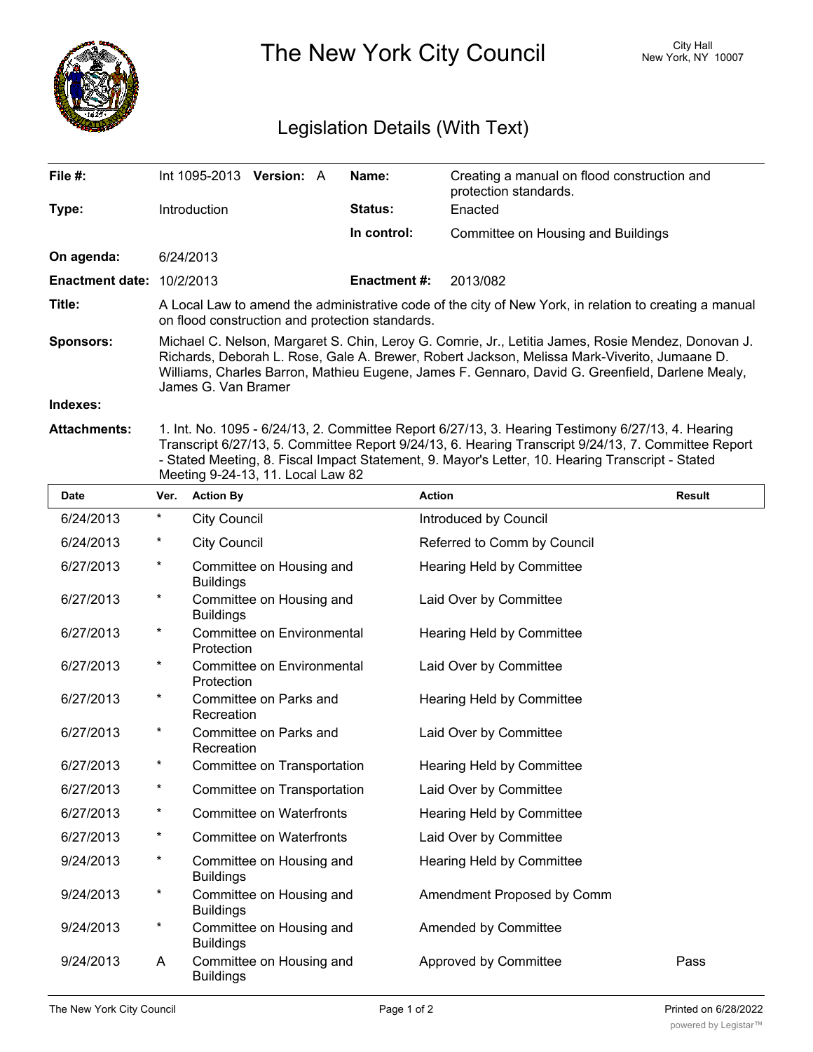# The New York City Council

City Hall
New York, NY 10007

## Legislation Details (With Text)

| | | | |
|---|---|---|---|
| **File #:** | Int 1095-2013 **Version:** A | **Name:** | Creating a manual on flood construction and protection standards. |
| **Type:** | Introduction | **Status:** | Enacted |
| | | **In control:** | Committee on Housing and Buildings |
| **On agenda:** | 6/24/2013 | | |
| **Enactment date:** | 10/2/2013 | **Enactment #:** | 2013/082 |

**Title:** A Local Law to amend the administrative code of the city of New York, in relation to creating a manual on flood construction and protection standards.

**Sponsors:** Michael C. Nelson, Margaret S. Chin, Leroy G. Comrie, Jr., Letitia James, Rosie Mendez, Donovan J. Richards, Deborah L. Rose, Gale A. Brewer, Robert Jackson, Melissa Mark-Viverito, Jumaane D. Williams, Charles Barron, Mathieu Eugene, James F. Gennaro, David G. Greenfield, Darlene Mealy, James G. Van Bramer

**Indexes:**

**Attachments:** 1. Int. No. 1095 - 6/24/13, 2. Committee Report 6/27/13, 3. Hearing Testimony 6/27/13, 4. Hearing Transcript 6/27/13, 5. Committee Report 9/24/13, 6. Hearing Transcript 9/24/13, 7. Committee Report - Stated Meeting, 8. Fiscal Impact Statement, 9. Mayor's Letter, 10. Hearing Transcript - Stated Meeting 9-24-13, 11. Local Law 82

| Date | Ver. | Action By | Action | Result |
|---|---|---|---|---|
| 6/24/2013 | * | City Council | Introduced by Council | |
| 6/24/2013 | * | City Council | Referred to Comm by Council | |
| 6/27/2013 | * | Committee on Housing and Buildings | Hearing Held by Committee | |
| 6/27/2013 | * | Committee on Housing and Buildings | Laid Over by Committee | |
| 6/27/2013 | * | Committee on Environmental Protection | Hearing Held by Committee | |
| 6/27/2013 | * | Committee on Environmental Protection | Laid Over by Committee | |
| 6/27/2013 | * | Committee on Parks and Recreation | Hearing Held by Committee | |
| 6/27/2013 | * | Committee on Parks and Recreation | Laid Over by Committee | |
| 6/27/2013 | * | Committee on Transportation | Hearing Held by Committee | |
| 6/27/2013 | * | Committee on Transportation | Laid Over by Committee | |
| 6/27/2013 | * | Committee on Waterfronts | Hearing Held by Committee | |
| 6/27/2013 | * | Committee on Waterfronts | Laid Over by Committee | |
| 9/24/2013 | * | Committee on Housing and Buildings | Hearing Held by Committee | |
| 9/24/2013 | * | Committee on Housing and Buildings | Amendment Proposed by Comm | |
| 9/24/2013 | * | Committee on Housing and Buildings | Amended by Committee | |
| 9/24/2013 | A | Committee on Housing and Buildings | Approved by Committee | Pass |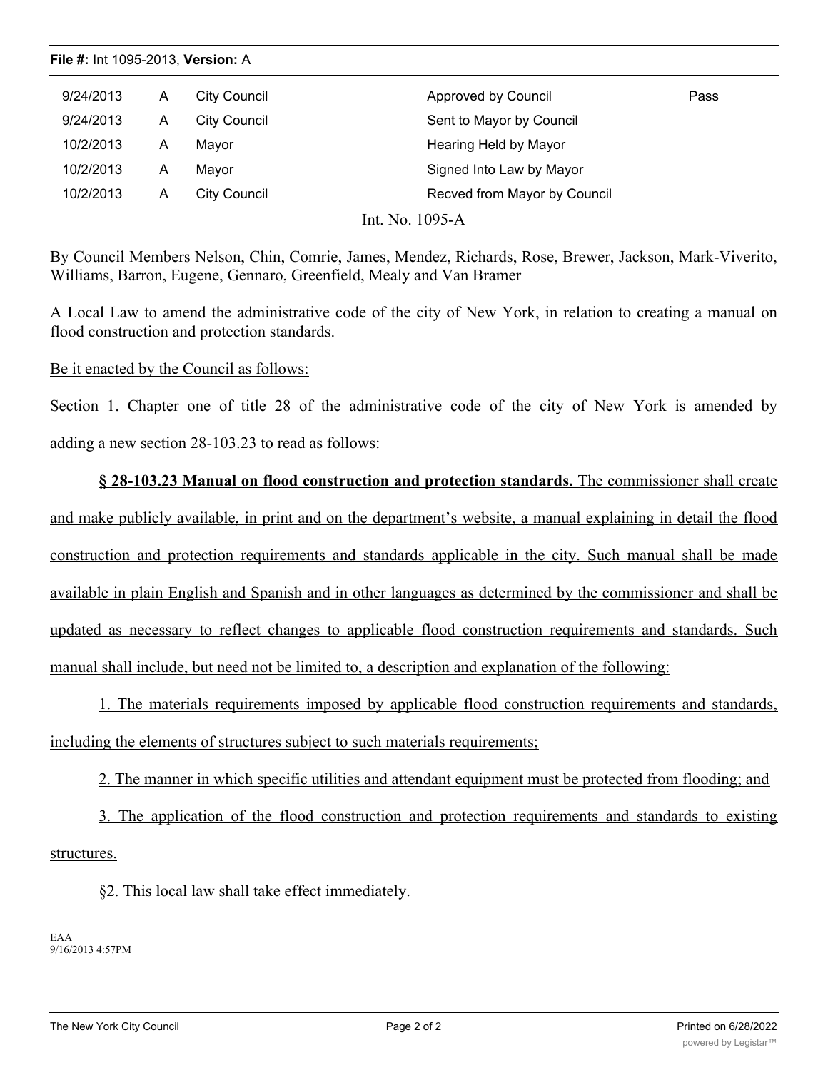**File #:** Int 1095-2013, **Version:** A

| | | | | |
|---|---|---|---|---|
| 9/24/2013 | A | City Council | Approved by Council | Pass |
| 9/24/2013 | A | City Council | Sent to Mayor by Council | |
| 10/2/2013 | A | Mayor | Hearing Held by Mayor | |
| 10/2/2013 | A | Mayor | Signed Into Law by Mayor | |
| 10/2/2013 | A | City Council | Recved from Mayor by Council | |

Int. No. 1095-A

By Council Members Nelson, Chin, Comrie, James, Mendez, Richards, Rose, Brewer, Jackson, Mark-Viverito, Williams, Barron, Eugene, Gennaro, Greenfield, Mealy and Van Bramer

A Local Law to amend the administrative code of the city of New York, in relation to creating a manual on flood construction and protection standards.

Be it enacted by the Council as follows:

Section 1. Chapter one of title 28 of the administrative code of the city of New York is amended by adding a new section 28-103.23 to read as follows:

**§ 28-103.23 Manual on flood construction and protection standards.** The commissioner shall create and make publicly available, in print and on the department's website, a manual explaining in detail the flood construction and protection requirements and standards applicable in the city. Such manual shall be made available in plain English and Spanish and in other languages as determined by the commissioner and shall be updated as necessary to reflect changes to applicable flood construction requirements and standards. Such manual shall include, but need not be limited to, a description and explanation of the following:

1. The materials requirements imposed by applicable flood construction requirements and standards, including the elements of structures subject to such materials requirements;

2. The manner in which specific utilities and attendant equipment must be protected from flooding; and

3. The application of the flood construction and protection requirements and standards to existing structures.

§2. This local law shall take effect immediately.

EAA
9/16/2013 4:57PM